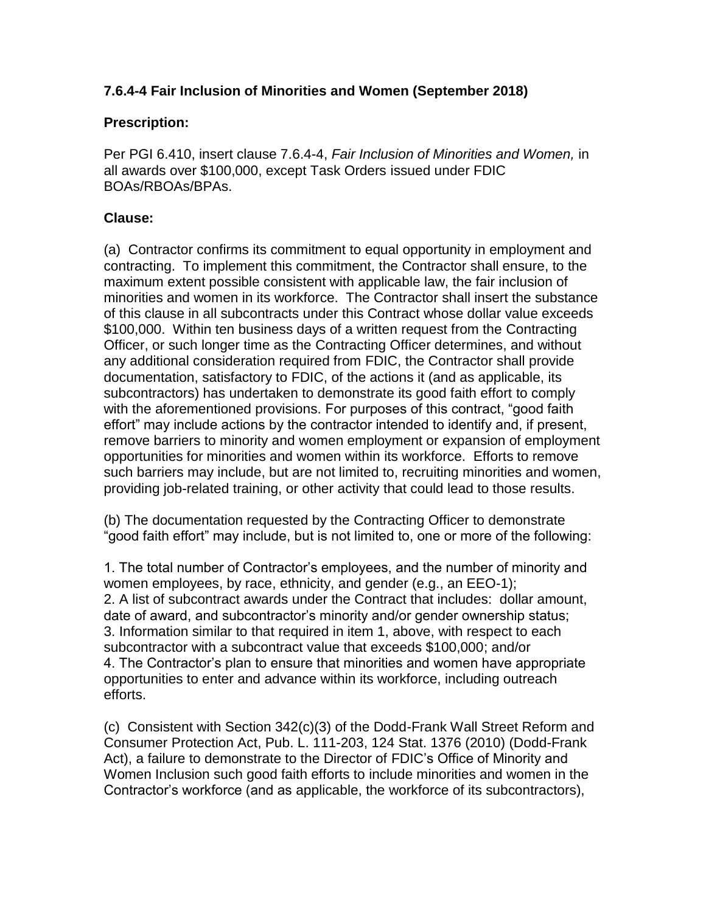### 7.6.4-4 Fair Inclusion of Minorities and Women (September 2018)

**Prescription:**

Per PGI 6.410, insert clause 7.6.4-4, *Fair Inclusion of Minorities and Women,* in all awards over $100,000, except Task Orders issued under FDIC BOAs/RBOAs/BPAs.

**Clause:**

(a) Contractor confirms its commitment to equal opportunity in employment and contracting. To implement this commitment, the Contractor shall ensure, to the maximum extent possible consistent with applicable law, the fair inclusion of minorities and women in its workforce. The Contractor shall insert the substance of this clause in all subcontracts under this Contract whose dollar value exceeds $100,000. Within ten business days of a written request from the Contracting Officer, or such longer time as the Contracting Officer determines, and without any additional consideration required from FDIC, the Contractor shall provide documentation, satisfactory to FDIC, of the actions it (and as applicable, its subcontractors) has undertaken to demonstrate its good faith effort to comply with the aforementioned provisions. For purposes of this contract, "good faith effort" may include actions by the contractor intended to identify and, if present, remove barriers to minority and women employment or expansion of employment opportunities for minorities and women within its workforce. Efforts to remove such barriers may include, but are not limited to, recruiting minorities and women, providing job-related training, or other activity that could lead to those results.

(b) The documentation requested by the Contracting Officer to demonstrate "good faith effort" may include, but is not limited to, one or more of the following:

1. The total number of Contractor's employees, and the number of minority and women employees, by race, ethnicity, and gender (e.g., an EEO-1);
2. A list of subcontract awards under the Contract that includes: dollar amount, date of award, and subcontractor's minority and/or gender ownership status;
3. Information similar to that required in item 1, above, with respect to each subcontractor with a subcontract value that exceeds $100,000; and/or
4. The Contractor's plan to ensure that minorities and women have appropriate opportunities to enter and advance within its workforce, including outreach efforts.

(c) Consistent with Section 342(c)(3) of the Dodd-Frank Wall Street Reform and Consumer Protection Act, Pub. L. 111-203, 124 Stat. 1376 (2010) (Dodd-Frank Act), a failure to demonstrate to the Director of FDIC's Office of Minority and Women Inclusion such good faith efforts to include minorities and women in the Contractor's workforce (and as applicable, the workforce of its subcontractors),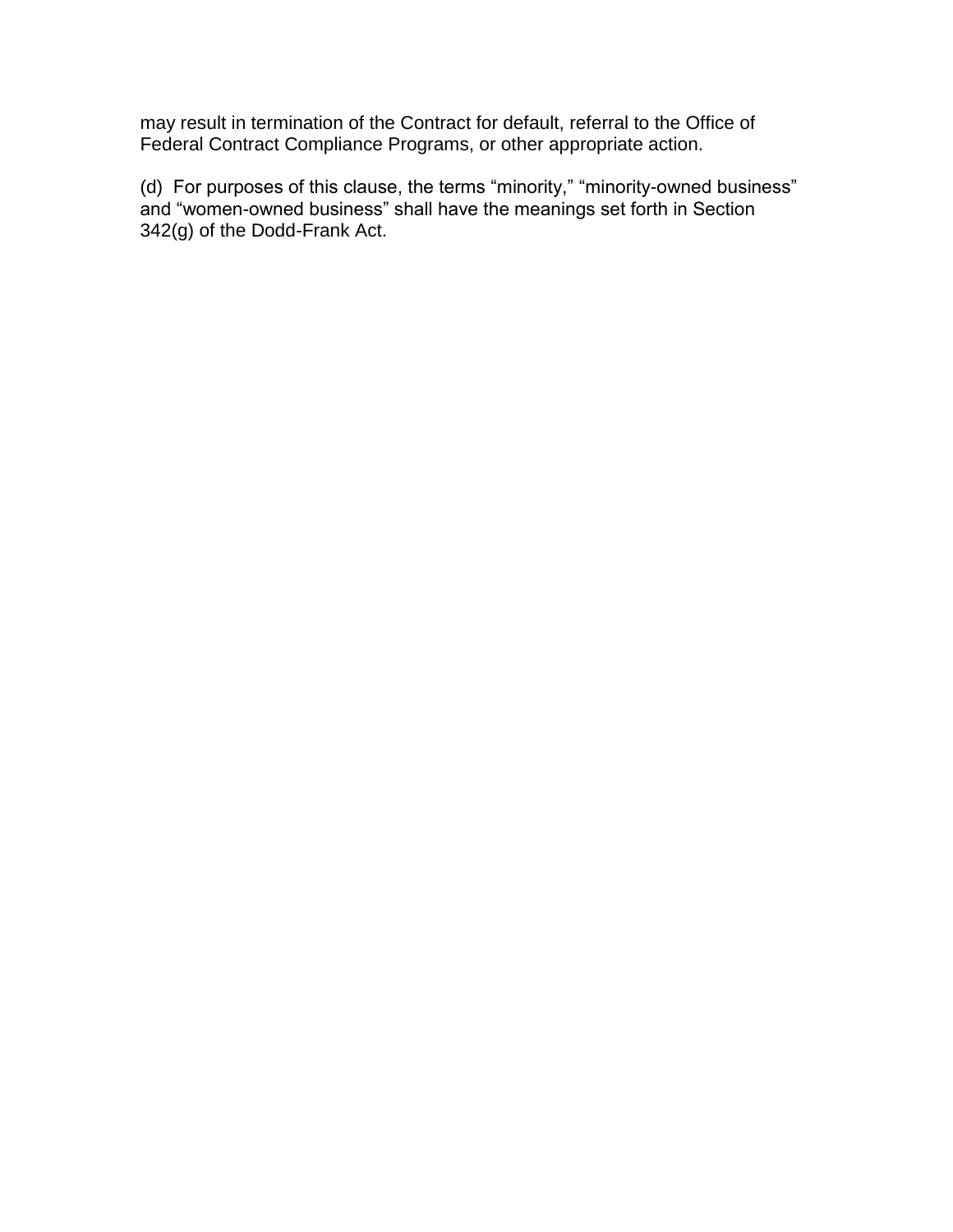may result in termination of the Contract for default, referral to the Office of Federal Contract Compliance Programs, or other appropriate action.

(d) For purposes of this clause, the terms “minority,” “minority-owned business” and “women-owned business” shall have the meanings set forth in Section 342(g) of the Dodd-Frank Act.